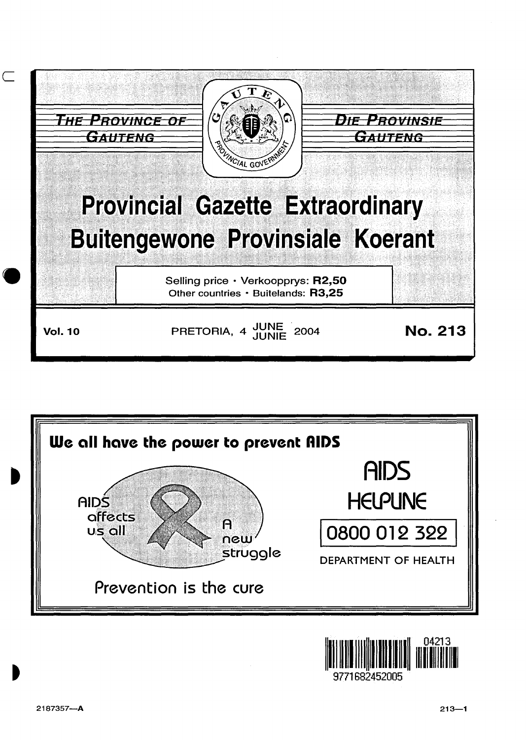THE PROVINCE OF GAUTENG

DIE PROVINSIE GAUTENG

# Provincial Gazette Extraordinary
# Buitengewone Provinsiale Koerant

Selling price · Verkoopprys: **R2,50**
Other countries · Buitelands: **R3,25**

**Vol. 10** PRETORIA, 4 JUNE / JUNIE 2004 **No. 213**

**We all have the power to prevent AIDS**

AIDS affects us all

A new struggle

Prevention is the cure

AIDS HELPLINE

0800 012 322

DEPARTMENT OF HEALTH

04213

9771682452005

2187357—A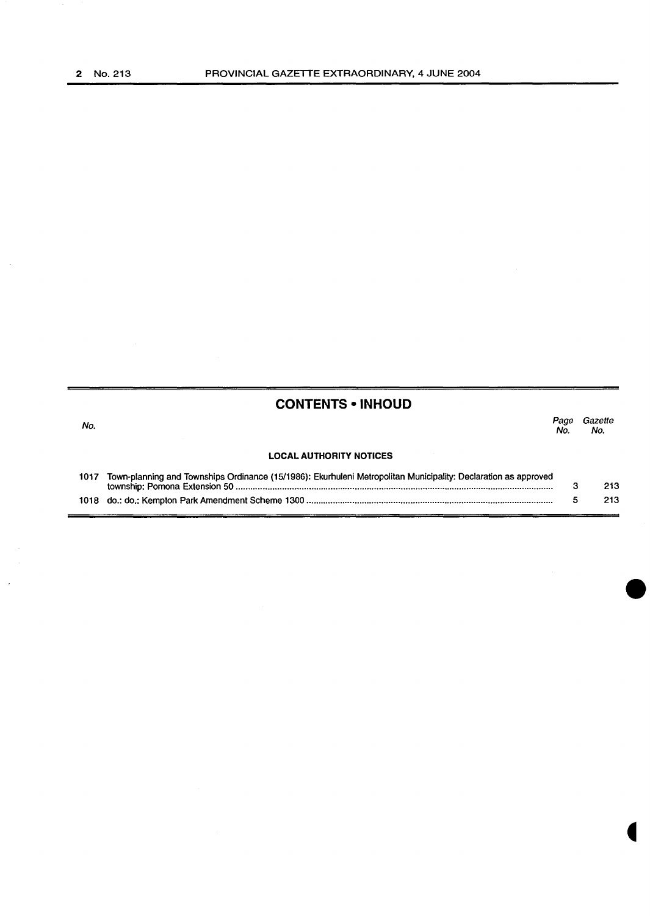## CONTENTS • INHOUD

| No. | | Page No. | Gazette No. |
|---|---|---|---|
| | **LOCAL AUTHORITY NOTICES** | | |
| 1017 | Town-planning and Townships Ordinance (15/1986): Ekurhuleni Metropolitan Municipality: Declaration as approved township: Pomona Extension 50 | 3 | 213 |
| 1018 | do.: do.: Kempton Park Amendment Scheme 1300 | 5 | 213 |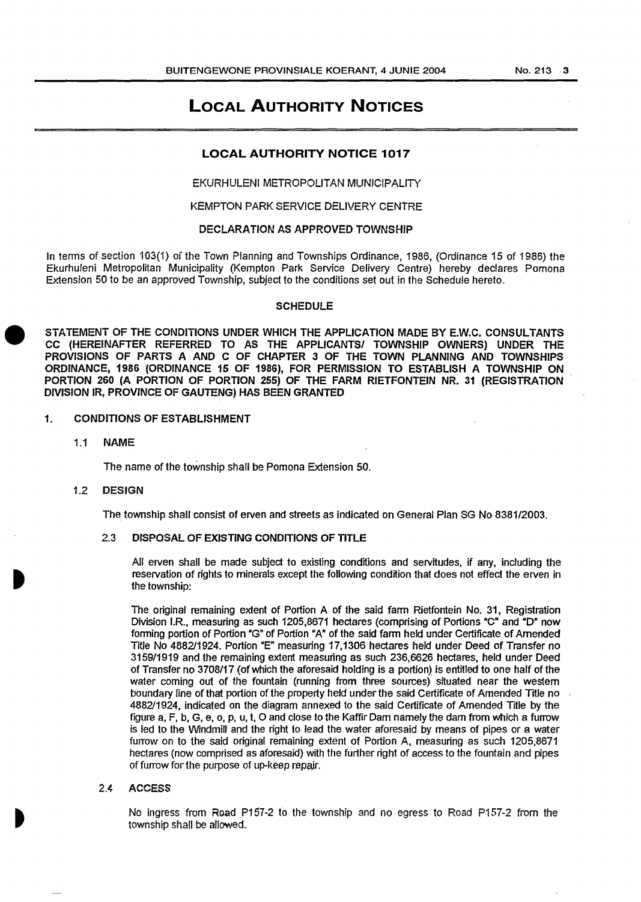# LOCAL AUTHORITY NOTICES

## LOCAL AUTHORITY NOTICE 1017

EKURHULENI METROPOLITAN MUNICIPALITY

KEMPTON PARK SERVICE DELIVERY CENTRE

DECLARATION AS APPROVED TOWNSHIP

In terms of section 103(1) of the Town Planning and Townships Ordinance, 1986, (Ordinance 15 of 1986) the Ekurhuleni Metropolitan Municipality (Kempton Park Service Delivery Centre) hereby declares Pomona Extension 50 to be an approved Township, subject to the conditions set out in the Schedule hereto.

SCHEDULE

**STATEMENT OF THE CONDITIONS UNDER WHICH THE APPLICATION MADE BY E.W.C. CONSULTANTS CC (HEREINAFTER REFERRED TO AS THE APPLICANTS/ TOWNSHIP OWNERS) UNDER THE PROVISIONS OF PARTS A AND C OF CHAPTER 3 OF THE TOWN PLANNING AND TOWNSHIPS ORDINANCE, 1986 (ORDINANCE 15 OF 1986), FOR PERMISSION TO ESTABLISH A TOWNSHIP ON PORTION 260 (A PORTION OF PORTION 255) OF THE FARM RIETFONTEIN NR. 31 (REGISTRATION DIVISION IR, PROVINCE OF GAUTENG) HAS BEEN GRANTED**

1. **CONDITIONS OF ESTABLISHMENT**

   1.1 **NAME**

   The name of the township shall be Pomona Extension 50.

   1.2 **DESIGN**

   The township shall consist of erven and streets as indicated on General Plan SG No 8381/2003.

   2.3 **DISPOSAL OF EXISTING CONDITIONS OF TITLE**

   All erven shall be made subject to existing conditions and servitudes, if any, including the reservation of rights to minerals except the following condition that does not effect the erven in the township:

   The original remaining extent of Portion A of the said farm Rietfontein No. 31, Registration Division I.R., measuring as such 1205,8671 hectares (comprising of Portions "C" and "D" now forming portion of Portion "G" of Portion "A" of the said farm held under Certificate of Amended Title No 4882/1924. Portion "E" measuring 17,1306 hectares held under Deed of Transfer no 3159/1919 and the remaining extent measuring as such 236,6626 hectares, held under Deed of Transfer no 3708/17 (of which the aforesaid holding is a portion) is entitled to one half of the water coming out of the fountain (running from three sources) situated near the western boundary line of that portion of the property held under the said Certificate of Amended Title no 4882/1924, indicated on the diagram annexed to the said Certificate of Amended Title by the figure a, F, b, G, e, o, p, u, t, O and close to the Kaffir Dam namely the dam from which a furrow is led to the Windmill and the right to lead the water aforesaid by means of pipes or a water furrow on to the said original remaining extent of Portion A, measuring as such 1205,8671 hectares (now comprised as aforesaid) with the further right of access to the fountain and pipes of furrow for the purpose of up-keep repair.

   2.4 **ACCESS**

   No ingress from Road P157-2 to the township and no egress to Road P157-2 from the township shall be allowed.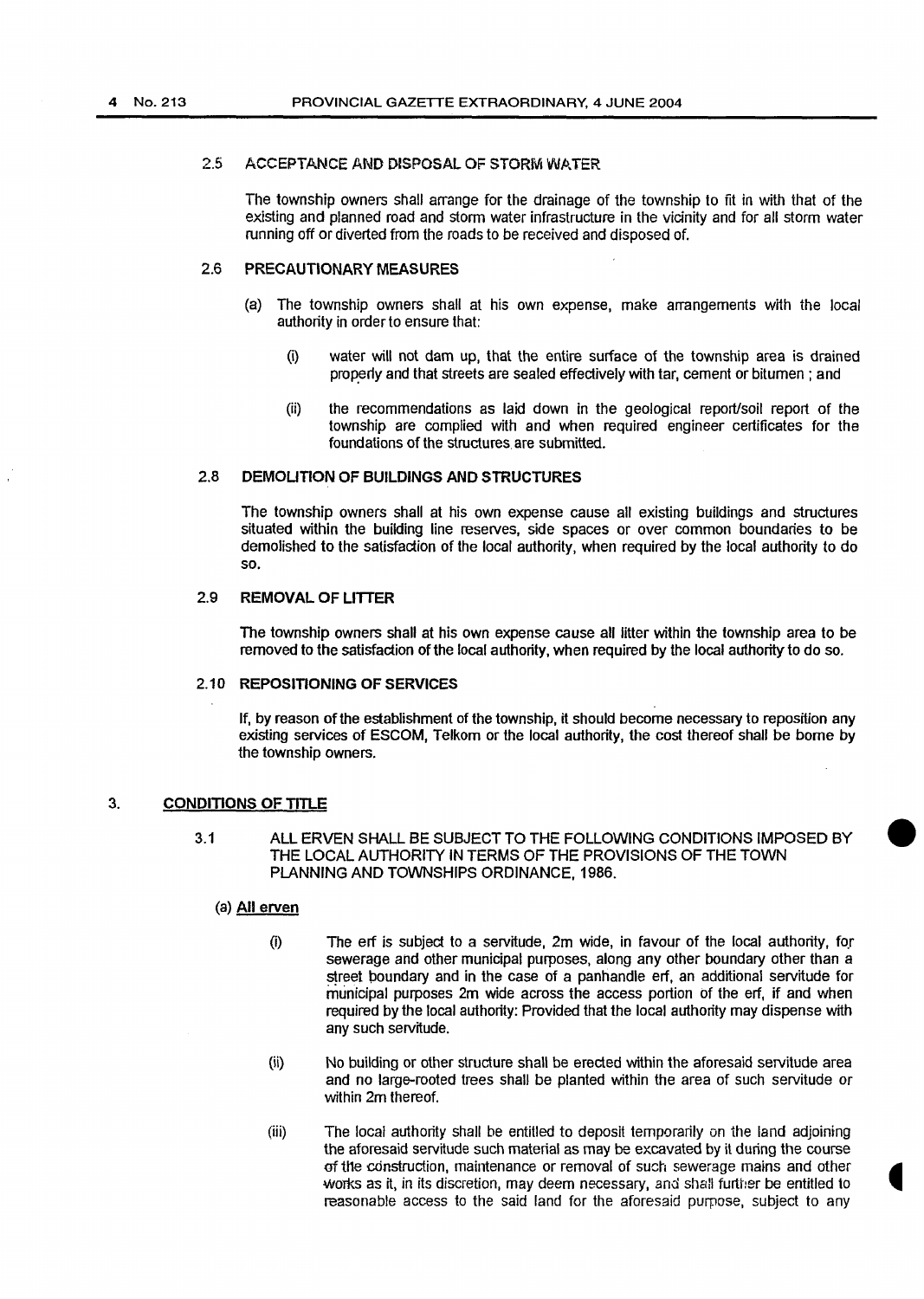### 2.5 ACCEPTANCE AND DISPOSAL OF STORM WATER

The township owners shall arrange for the drainage of the township to fit in with that of the existing and planned road and storm water infrastructure in the vicinity and for all storm water running off or diverted from the roads to be received and disposed of.

### 2.6 PRECAUTIONARY MEASURES

(a) The township owners shall at his own expense, make arrangements with the local authority in order to ensure that:

(i) water will not dam up, that the entire surface of the township area is drained properly and that streets are sealed effectively with tar, cement or bitumen ; and

(ii) the recommendations as laid down in the geological report/soil report of the township are complied with and when required engineer certificates for the foundations of the structures are submitted.

### 2.8 DEMOLITION OF BUILDINGS AND STRUCTURES

The township owners shall at his own expense cause all existing buildings and structures situated within the building line reserves, side spaces or over common boundaries to be demolished to the satisfaction of the local authority, when required by the local authority to do so.

### 2.9 REMOVAL OF LITTER

The township owners shall at his own expense cause all litter within the township area to be removed to the satisfaction of the local authority, when required by the local authority to do so.

### 2.10 REPOSITIONING OF SERVICES

If, by reason of the establishment of the township, it should become necessary to reposition any existing services of ESCOM, Telkom or the local authority, the cost thereof shall be borne by the township owners.

## 3. <u>CONDITIONS OF TITLE</u>

3.1 ALL ERVEN SHALL BE SUBJECT TO THE FOLLOWING CONDITIONS IMPOSED BY THE LOCAL AUTHORITY IN TERMS OF THE PROVISIONS OF THE TOWN PLANNING AND TOWNSHIPS ORDINANCE, 1986.

(a) <u>All erven</u>

(i) The erf is subject to a servitude, 2m wide, in favour of the local authority, for sewerage and other municipal purposes, along any other boundary other than a street boundary and in the case of a panhandle erf, an additional servitude for municipal purposes 2m wide across the access portion of the erf, if and when required by the local authority: Provided that the local authority may dispense with any such servitude.

(ii) No building or other structure shall be erected within the aforesaid servitude area and no large-rooted trees shall be planted within the area of such servitude or within 2m thereof.

(iii) The local authority shall be entitled to deposit temporarily on the land adjoining the aforesaid servitude such material as may be excavated by it during the course of the construction, maintenance or removal of such sewerage mains and other works as it, in its discretion, may deem necessary, and shall further be entitled to reasonable access to the said land for the aforesaid purpose, subject to any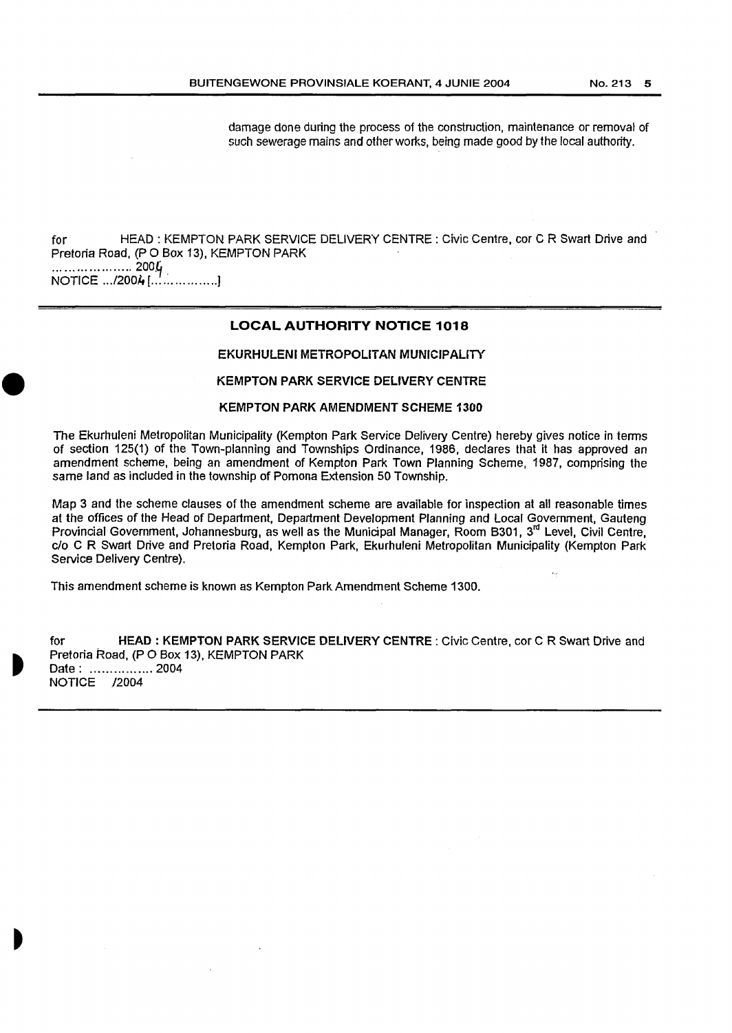damage done during the process of the construction, maintenance or removal of such sewerage mains and other works, being made good by the local authority.

for HEAD : KEMPTON PARK SERVICE DELIVERY CENTRE : Civic Centre, cor C R Swart Drive and Pretoria Road, (P O Box 13), KEMPTON PARK
.................. 2004
NOTICE .../2004 [................]

## LOCAL AUTHORITY NOTICE 1018

### EKURHULENI METROPOLITAN MUNICIPALITY

### KEMPTON PARK SERVICE DELIVERY CENTRE

### KEMPTON PARK AMENDMENT SCHEME 1300

The Ekurhuleni Metropolitan Municipality (Kempton Park Service Delivery Centre) hereby gives notice in terms of section 125(1) of the Town-planning and Townships Ordinance, 1986, declares that it has approved an amendment scheme, being an amendment of Kempton Park Town Planning Scheme, 1987, comprising the same land as included in the township of Pomona Extension 50 Township.

Map 3 and the scheme clauses of the amendment scheme are available for inspection at all reasonable times at the offices of the Head of Department, Department Development Planning and Local Government, Gauteng Provincial Government, Johannesburg, as well as the Municipal Manager, Room B301, 3rd Level, Civil Centre, c/o C R Swart Drive and Pretoria Road, Kempton Park, Ekurhuleni Metropolitan Municipality (Kempton Park Service Delivery Centre).

This amendment scheme is known as Kempton Park Amendment Scheme 1300.

for **HEAD : KEMPTON PARK SERVICE DELIVERY CENTRE** : Civic Centre, cor C R Swart Drive and Pretoria Road, (P O Box 13), KEMPTON PARK
Date : ................ 2004
NOTICE /2004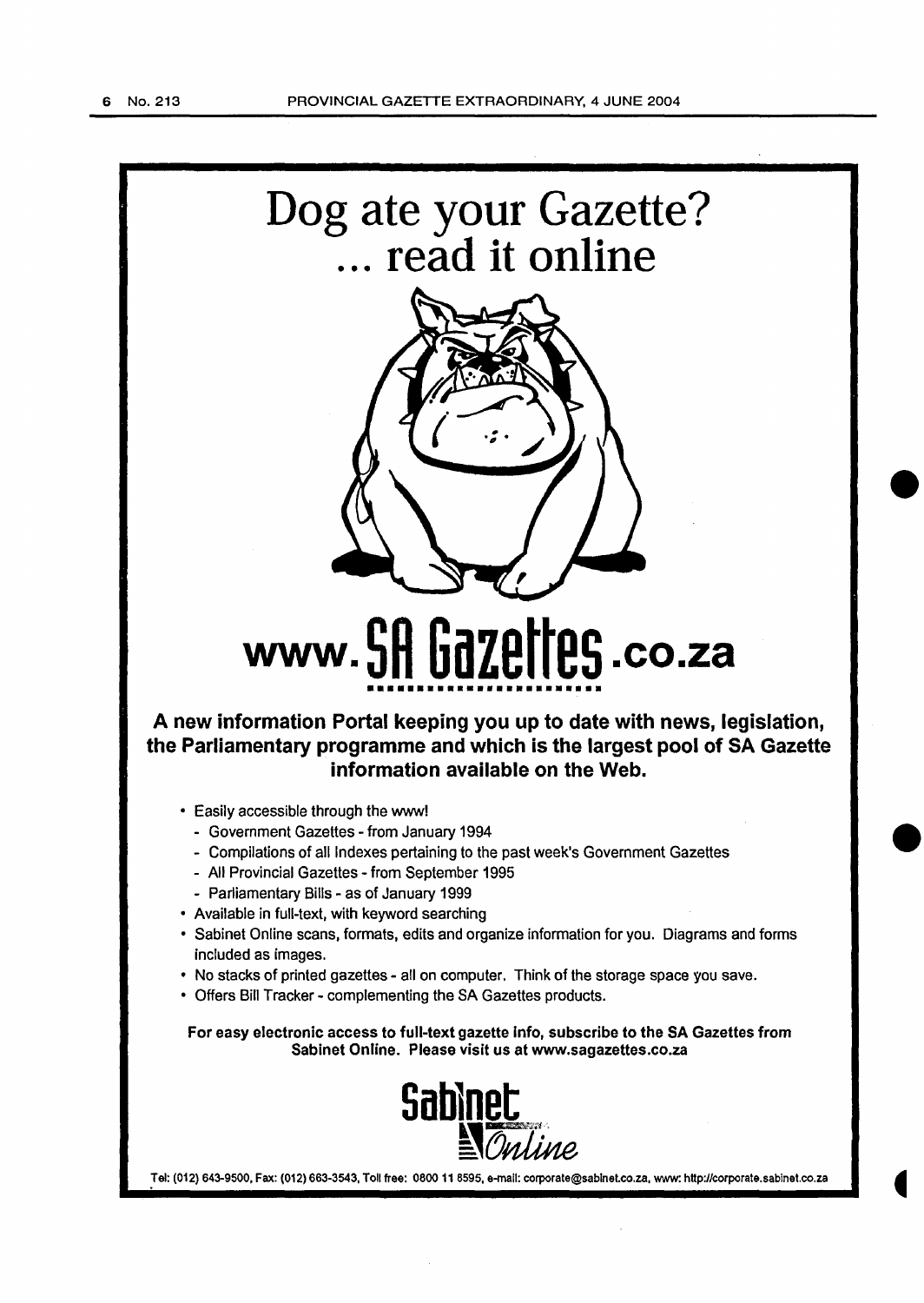# Dog ate your Gazette?
# ... read it online

# www.SA Gazettes.co.za

**A new information Portal keeping you up to date with news, legislation, the Parliamentary programme and which is the largest pool of SA Gazette information available on the Web.**

- Easily accessible through the www!
  - Government Gazettes - from January 1994
  - Compilations of all Indexes pertaining to the past week's Government Gazettes
  - All Provincial Gazettes - from September 1995
  - Parliamentary Bills - as of January 1999
- Available in full-text, with keyword searching
- Sabinet Online scans, formats, edits and organize information for you. Diagrams and forms included as images.
- No stacks of printed gazettes - all on computer. Think of the storage space you save.
- Offers Bill Tracker - complementing the SA Gazettes products.

**For easy electronic access to full-text gazette info, subscribe to the SA Gazettes from Sabinet Online. Please visit us at www.sagazettes.co.za**

Sabinet Online

Tel: (012) 643-9500, Fax: (012) 663-3543, Toll free: 0800 11 8595, e-mail: corporate@sabinet.co.za, www: http://corporate.sabinet.co.za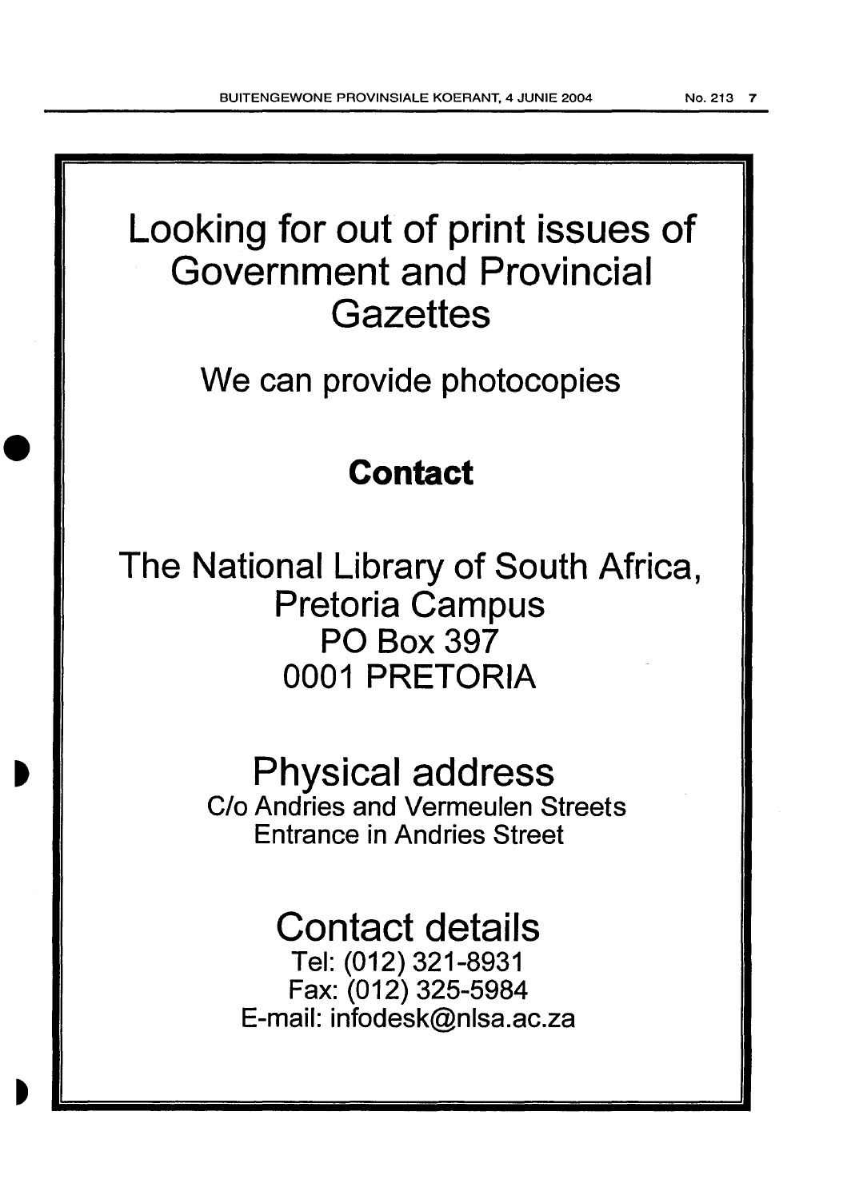# Looking for out of print issues of Government and Provincial Gazettes

We can provide photocopies

## Contact

The National Library of South Africa,
Pretoria Campus
PO Box 397
0001 PRETORIA

## Physical address

C/o Andries and Vermeulen Streets
Entrance in Andries Street

## Contact details

Tel: (012) 321-8931
Fax: (012) 325-5984
E-mail: infodesk@nlsa.ac.za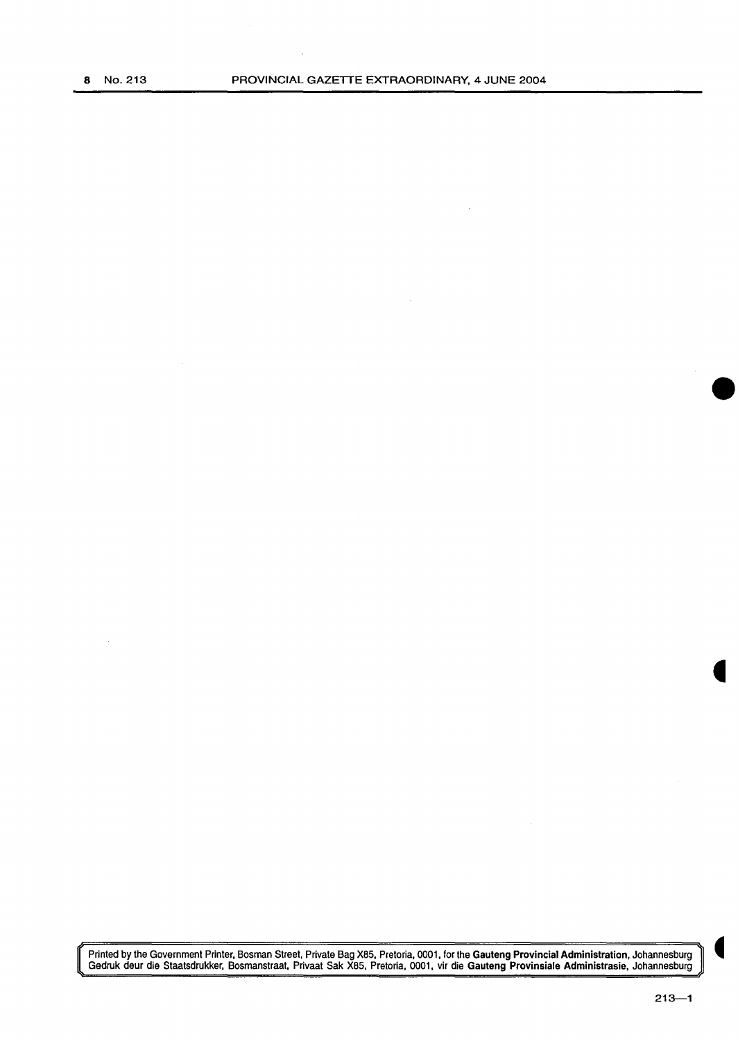Printed by the Government Printer, Bosman Street, Private Bag X85, Pretoria, 0001, for the **Gauteng Provincial Administration**, Johannesburg
Gedruk deur die Staatsdrukker, Bosmanstraat, Privaat Sak X85, Pretoria, 0001, vir die **Gauteng Provinsiale Administrasie**, Johannesburg

213—1